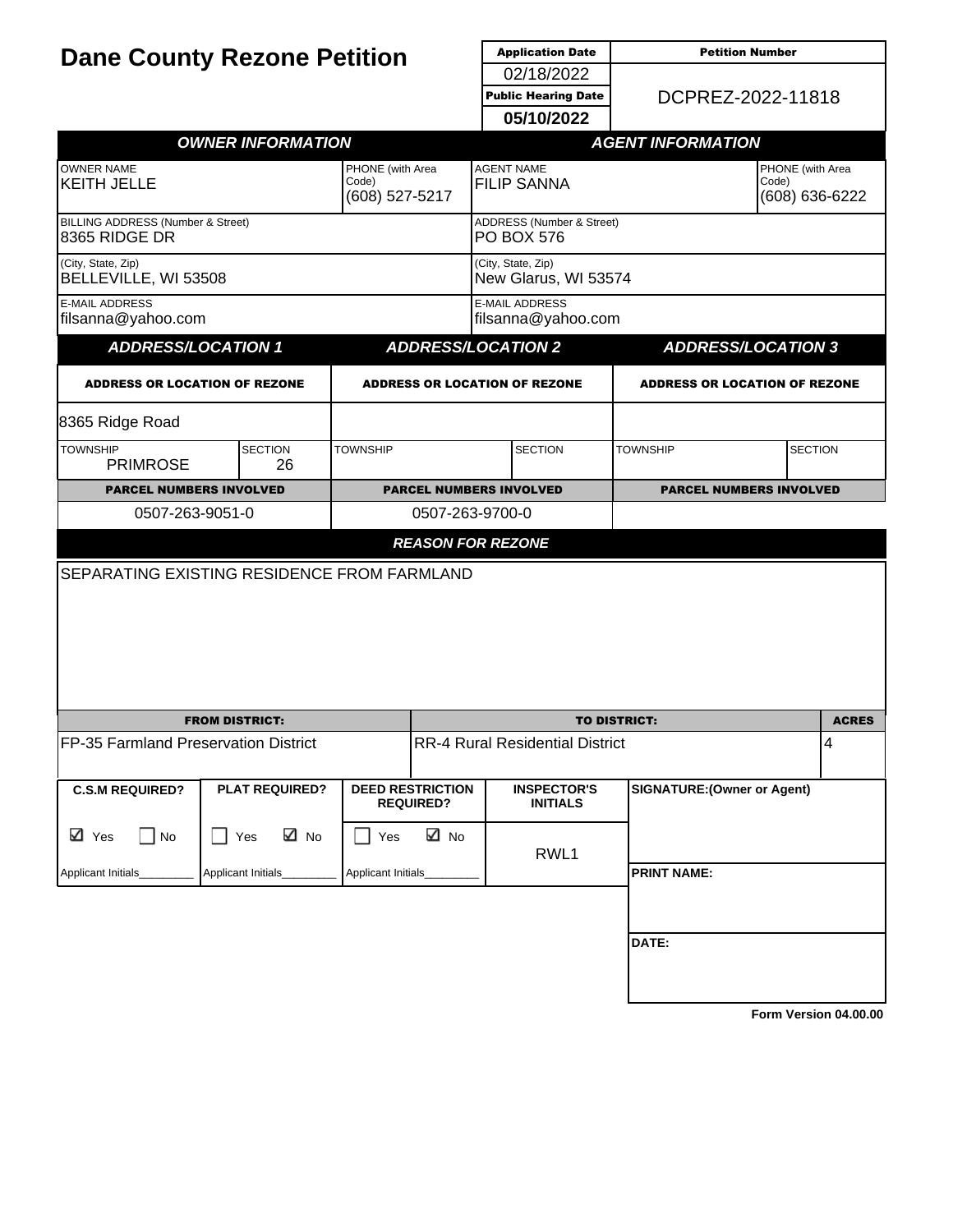# Dane County Rezone Petition

| Application Date | Petition Number |
|---|---|
| 02/18/2022 | DCPREZ-2022-11818 |
| **Public Hearing Date** | |
| **05/10/2022** | |

## OWNER INFORMATION

| OWNER NAME | PHONE (with Area Code) |
|---|---|
| KEITH JELLE | (608) 527-5217 |

BILLING ADDRESS (Number & Street): 8365 RIDGE DR

(City, State, Zip): BELLEVILLE, WI 53508

E-MAIL ADDRESS: filsanna@yahoo.com

## AGENT INFORMATION

| AGENT NAME | PHONE (with Area Code) |
|---|---|
| FILIP SANNA | (608) 636-6222 |

ADDRESS (Number & Street): PO BOX 576

(City, State, Zip): New Glarus, WI 53574

E-MAIL ADDRESS: filsanna@yahoo.com

## ADDRESS/LOCATION

| | ADDRESS/LOCATION 1 | ADDRESS/LOCATION 2 | ADDRESS/LOCATION 3 |
|---|---|---|---|
| ADDRESS OR LOCATION OF REZONE | 8365 Ridge Road | | |
| TOWNSHIP | PRIMROSE | | |
| SECTION | 26 | | |
| PARCEL NUMBERS INVOLVED | 0507-263-9051-0 | 0507-263-9700-0 | |

## REASON FOR REZONE

SEPARATING EXISTING RESIDENCE FROM FARMLAND

| FROM DISTRICT: | TO DISTRICT: | ACRES |
|---|---|---|
| FP-35 Farmland Preservation District | RR-4 Rural Residential District | 4 |

| C.S.M REQUIRED? | PLAT REQUIRED? | DEED RESTRICTION REQUIRED? | INSPECTOR'S INITIALS | SIGNATURE:(Owner or Agent) |
|---|---|---|---|---|
| ☑ Yes ☐ No | ☐ Yes ☑ No | ☐ Yes ☑ No | RWL1 | |
| Applicant Initials________ | Applicant Initials________ | Applicant Initials________ | | **PRINT NAME:** |
| | | | | **DATE:** |

**Form Version 04.00.00**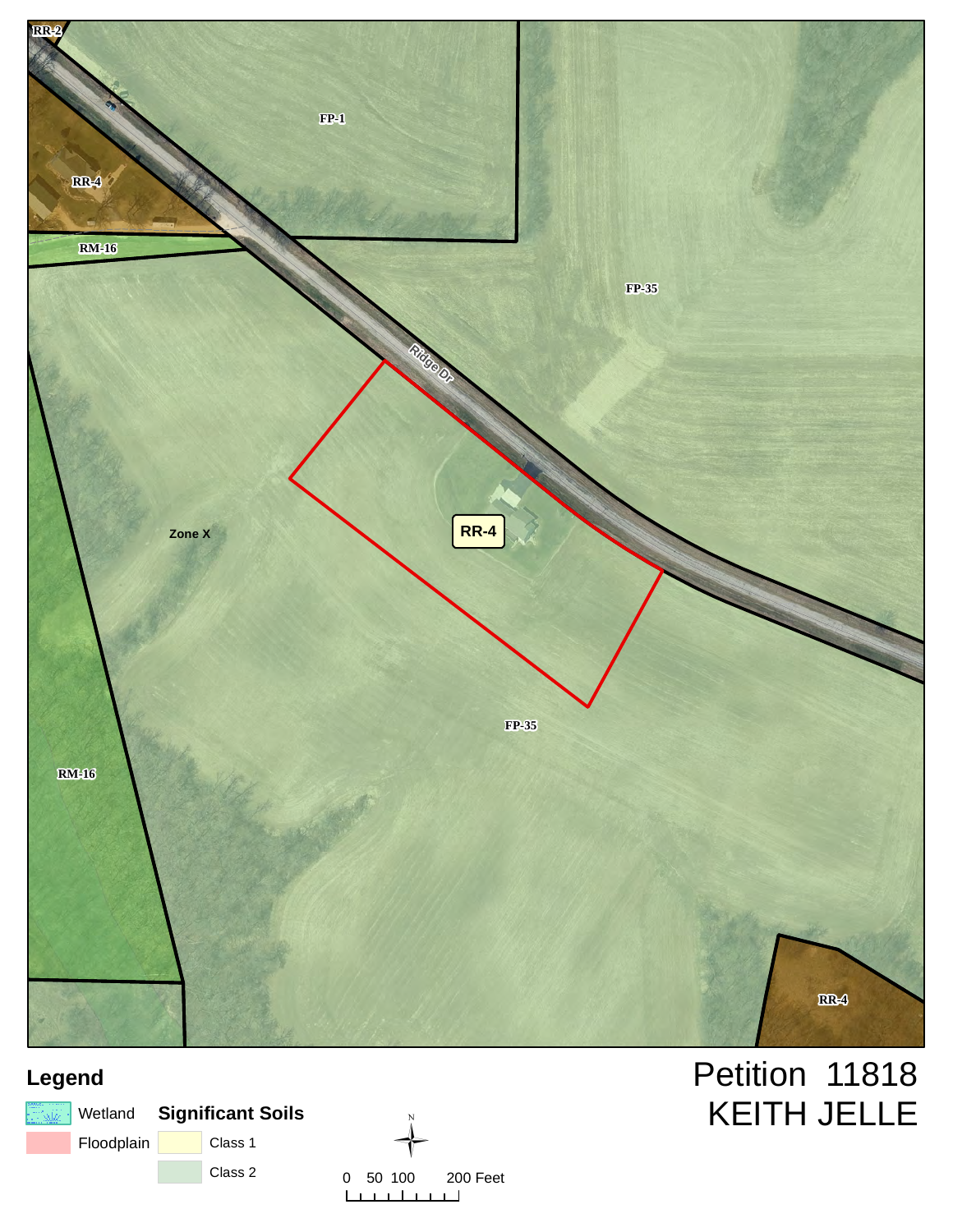RR-2

FP-1

RR-4

RM-16

FP-35

Ridge Dr

RR-4

Zone X

FP-35

RM-16

RR-4

## Legend

Wetland

Floodplain

**Significant Soils**

Class 1

Class 2

N

0 50 100 200 Feet

# Petition 11818
# KEITH JELLE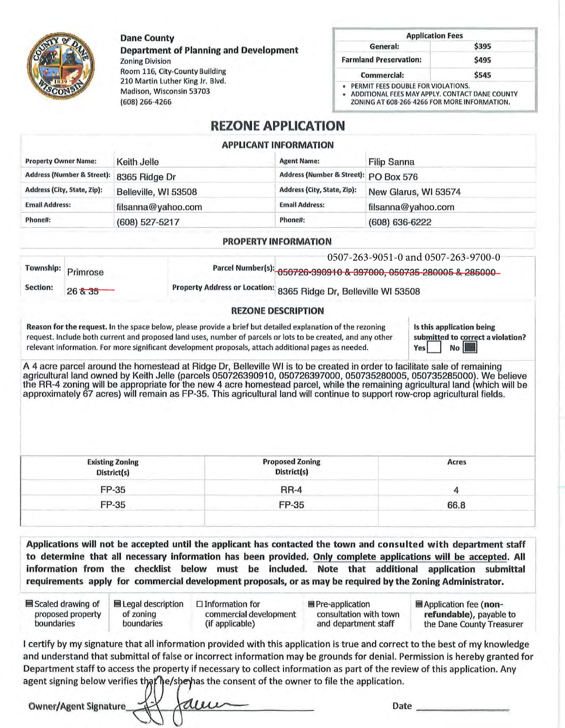**Dane County**
**Department of Planning and Development**
Zoning Division
Room 116, City-County Building
210 Martin Luther King Jr. Blvd.
Madison, Wisconsin 53703
(608) 266-4266

| Application Fees | |
|---|---|
| General: | $395 |
| Farmland Preservation: | $495 |
| Commercial: | $545 |

- PERMIT FEES DOUBLE FOR VIOLATIONS.
- ADDITIONAL FEES MAY APPLY. CONTACT DANE COUNTY ZONING AT 608-266-4266 FOR MORE INFORMATION.

# REZONE APPLICATION

## APPLICANT INFORMATION

| | | | |
|---|---|---|---|
| **Property Owner Name:** | Keith Jelle | **Agent Name:** | Filip Sanna |
| **Address (Number & Street):** | 8365 Ridge Dr | **Address (Number & Street):** | PO Box 576 |
| **Address (City, State, Zip):** | Belleville, WI 53508 | **Address (City, State, Zip):** | New Glarus, WI 53574 |
| **Email Address:** | filsanna@yahoo.com | **Email Address:** | filsanna@yahoo.com |
| **Phone#:** | (608) 527-5217 | **Phone#:** | (608) 636-6222 |

## PROPERTY INFORMATION

| | | | |
|---|---|---|---|
| **Township:** | Primrose | **Parcel Number(s):** | ~~050726-390910 & 397000, 050735-280005 & 285000~~ 0507-263-9051-0 and 0507-263-9700-0 |
| **Section:** | 26 ~~& 35~~ | **Property Address or Location:** | 8365 Ridge Dr, Belleville WI 53508 |

## REZONE DESCRIPTION

**Reason for the request.** In the space below, please provide a brief but detailed explanation of the rezoning request. Include both current and proposed land uses, number of parcels or lots to be created, and any other relevant information. For more significant development proposals, attach additional pages as needed.

**Is this application being submitted to correct a violation?** Yes ☐ No ☒

A 4 acre parcel around the homestead at Ridge Dr, Belleville WI is to be created in order to facilitate sale of remaining agricultural land owned by Keith Jelle (parcels 050726390910, 050726397000, 050735280005, 050735285000). We believe the RR-4 zoning will be appropriate for the new 4 acre homestead parcel, while the remaining agricultural land (which will be approximately 67 acres) will remain as FP-35. This agricultural land will continue to support row-crop agricultural fields.

| Existing Zoning District(s) | Proposed Zoning District(s) | Acres |
|---|---|---|
| FP-35 | RR-4 | 4 |
| FP-35 | FP-35 | 66.8 |
| | | |

**Applications will not be accepted until the applicant has contacted the town and consulted with department staff to determine that all necessary information has been provided. Only complete applications will be accepted. All information from the checklist below must be included. Note that additional application submittal requirements apply for commercial development proposals, or as may be required by the Zoning Administrator.**

- ☒ Scaled drawing of proposed property boundaries
- ☒ Legal description of zoning boundaries
- ☐ Information for commercial development (if applicable)
- ☒ Pre-application consultation with town and department staff
- ☒ Application fee (**non-refundable**), payable to the Dane County Treasurer

I certify by my signature that all information provided with this application is true and correct to the best of my knowledge and understand that submittal of false or incorrect information may be grounds for denial. Permission is hereby granted for Department staff to access the property if necessary to collect information as part of the review of this application. Any agent signing below verifies that he/she has the consent of the owner to file the application.

Owner/Agent Signature ____[signature]____ Date ____________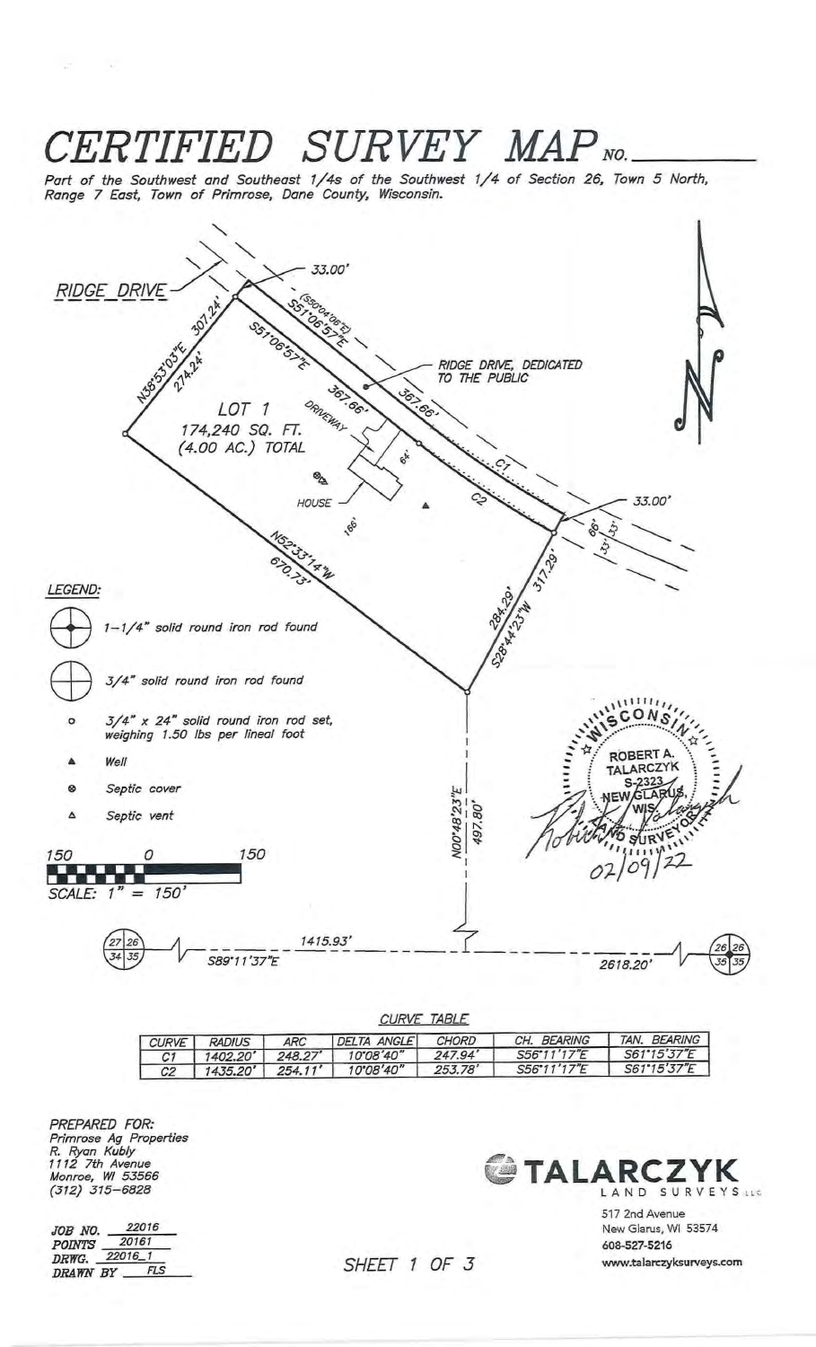# CERTIFIED SURVEY MAP NO. ______

*Part of the Southwest and Southeast 1/4s of the Southwest 1/4 of Section 26, Town 5 North, Range 7 East, Town of Primrose, Dane County, Wisconsin.*

RIDGE DRIVE

33.00'

(S50°04'06"E)

S51°06'57"E

RIDGE DRIVE, DEDICATED TO THE PUBLIC

N38°53'03"E 307.24'

274.24'

S51°06'57"E

367.66'

367.66'

LOT 1
174,240 SQ. FT.
(4.00 AC.) TOTAL

DRIVEWAY

64'

HOUSE

186'

C1

C2

33.00'

66'

33'

33'

N52°33'14"W
670.73'

284.29'

S28°44'23"W 317.29'

N00°48'23"E
497.80'

LEGEND:

- 1-1/4" solid round iron rod found
- 3/4" solid round iron rod found
- ○ 3/4" x 24" solid round iron rod set, weighing 1.50 lbs per lineal foot
- ▲ Well
- ⊗ Septic cover
- △ Septic vent

150 0 150

SCALE: 1" = 150'

WISCONSIN
ROBERT A. TALARCZYK
S-2323
NEW GLARUS, WIS.
LAND SURVEYOR

02/09/22

27 26 / 34 35

1415.93'

S89°11'37"E

2618.20'

26 26 / 35 35

CURVE TABLE

| CURVE | RADIUS | ARC | DELTA ANGLE | CHORD | CH. BEARING | TAN. BEARING |
|---|---|---|---|---|---|---|
| C1 | 1402.20' | 248.27' | 10°08'40" | 247.94' | S56°11'17"E | S61°15'37"E |
| C2 | 1435.20' | 254.11' | 10°08'40" | 253.78' | S56°11'17"E | S61°15'37"E |

PREPARED FOR:
Primrose Ag Properties
R. Ryan Kubly
1112 7th Avenue
Monroe, WI 53566
(312) 315-6828

JOB NO. 22016
POINTS 20161
DRWG. 22016_1
DRAWN BY FLS

TALARCZYK
LAND SURVEYS LLC
517 2nd Avenue
New Glarus, WI 53574
608-527-5216
www.talarczyksurveys.com

SHEET 1 OF 3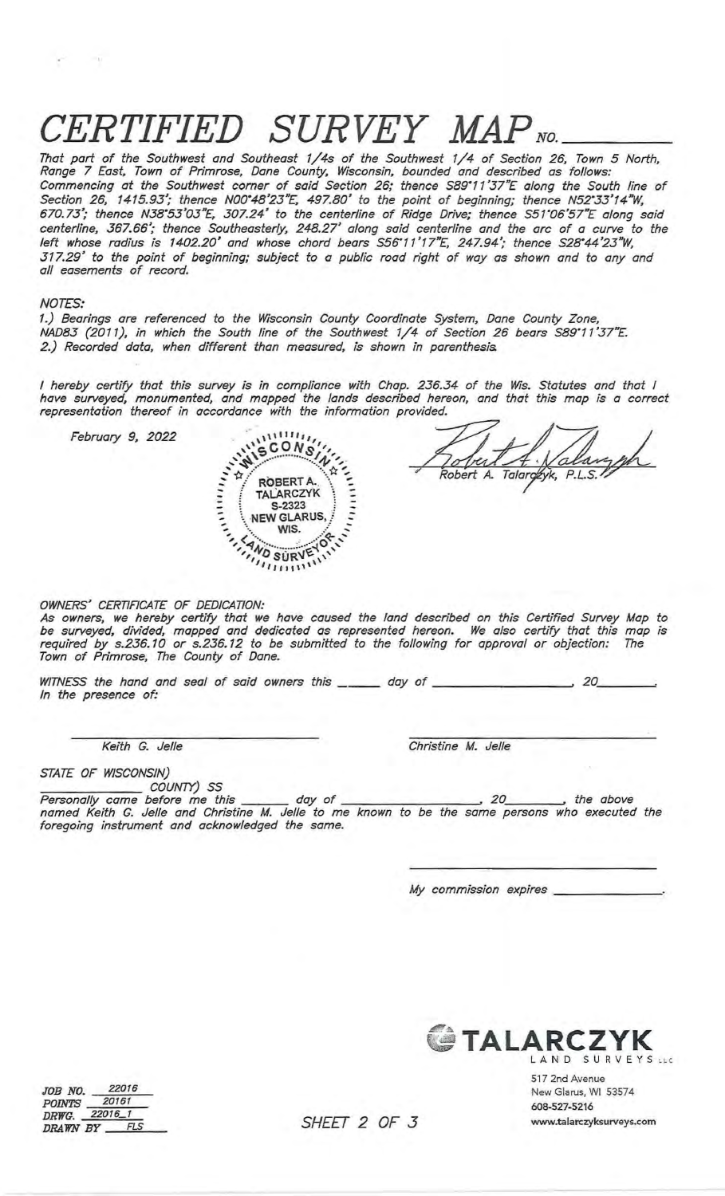# CERTIFIED SURVEY MAP NO. ______

*That part of the Southwest and Southeast 1/4s of the Southwest 1/4 of Section 26, Town 5 North, Range 7 East, Town of Primrose, Dane County, Wisconsin, bounded and described as follows: Commencing at the Southwest corner of said Section 26; thence S89°11'37"E along the South line of Section 26, 1415.93'; thence N00°48'23"E, 497.80' to the point of beginning; thence N52°33'14"W, 670.73'; thence N38°53'03"E, 307.24' to the centerline of Ridge Drive; thence S51°06'57"E along said centerline, 367.66'; thence Southeasterly, 248.27' along said centerline and the arc of a curve to the left whose radius is 1402.20' and whose chord bears S56°11'17"E, 247.94'; thence S28°44'23"W, 317.29' to the point of beginning; subject to a public road right of way as shown and to any and all easements of record.*

*NOTES:*

*1.) Bearings are referenced to the Wisconsin County Coordinate System, Dane County Zone, NAD83 (2011), in which the South line of the Southwest 1/4 of Section 26 bears S89°11'37"E.*
*2.) Recorded data, when different than measured, is shown in parenthesis.*

*I hereby certify that this survey is in compliance with Chap. 236.34 of the Wis. Statutes and that I have surveyed, monumented, and mapped the lands described hereon, and that this map is a correct representation thereof in accordance with the information provided.*

*February 9, 2022*

WISCONSIN — ROBERT A. TALARCZYK S-2323 NEW GLARUS, WIS. — LAND SURVEYOR

*Robert A. Talarczyk, P.L.S.*

*OWNERS' CERTIFICATE OF DEDICATION:*
*As owners, we hereby certify that we have caused the land described on this Certified Survey Map to be surveyed, divided, mapped and dedicated as represented hereon. We also certify that this map is required by s.236.10 or s.236.12 to be submitted to the following for approval or objection: The Town of Primrose, The County of Dane.*

*WITNESS the hand and seal of said owners this ______ day of __________________, 20________.*
*In the presence of:*

| *Keith G. Jelle* | *Christine M. Jelle* |
|---|---|

*STATE OF WISCONSIN)*
*______________ COUNTY) SS*
*Personally came before me this _______ day of __________________, 20________, the above named Keith G. Jelle and Christine M. Jelle to me known to be the same persons who executed the foregoing instrument and acknowledged the same.*

*My commission expires ______________.*

*JOB NO. 22016*
*POINTS 20161*
*DRWG. 22016_1*
*DRAWN BY FLS*

TALARCZYK LAND SURVEYS LLC
517 2nd Avenue
New Glarus, WI 53574
608-527-5216
www.talarczyksurveys.com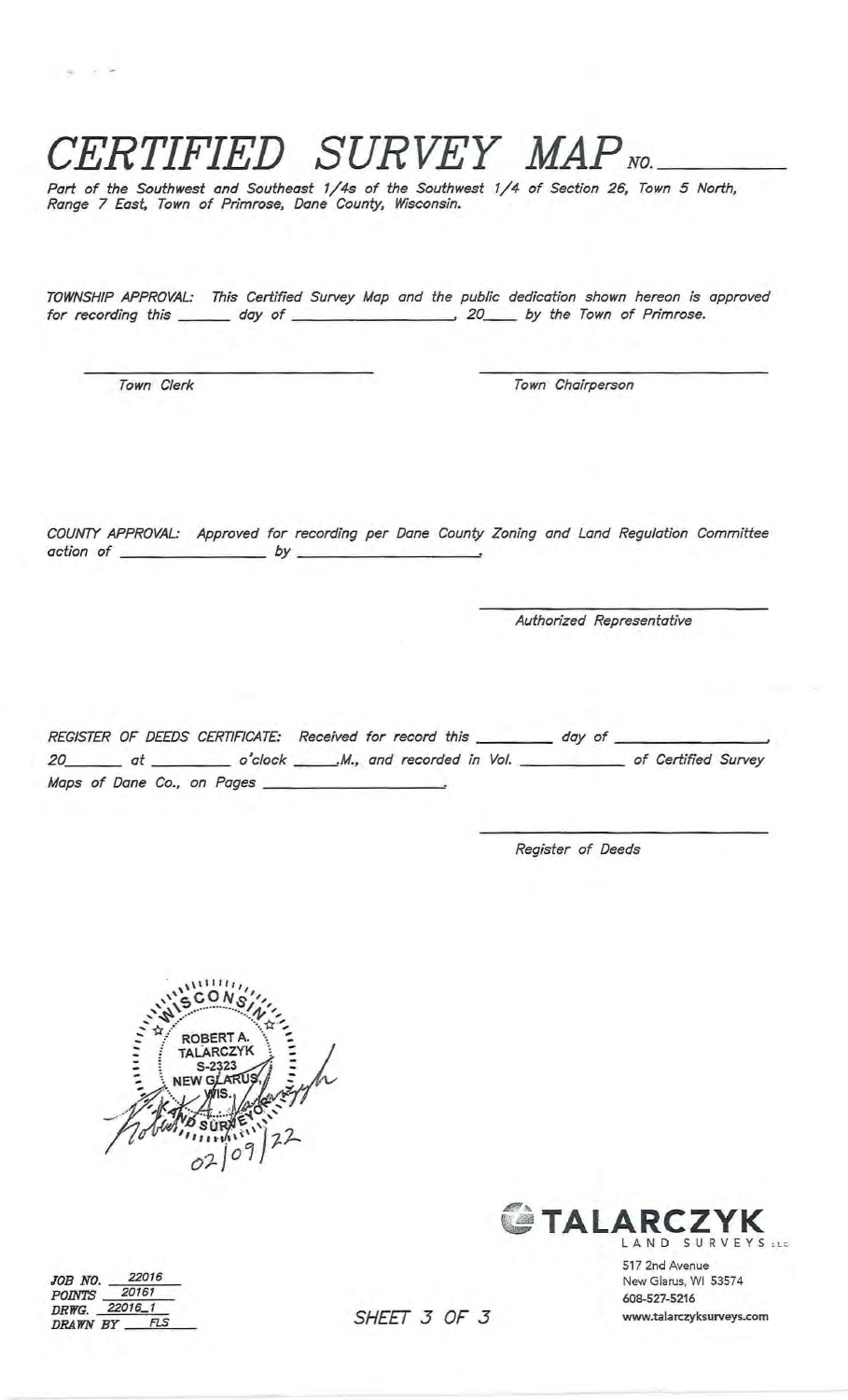# CERTIFIED SURVEY MAP NO. ________

*Part of the Southwest and Southeast 1/4s of the Southwest 1/4 of Section 26, Town 5 North, Range 7 East, Town of Primrose, Dane County, Wisconsin.*

*TOWNSHIP APPROVAL: This Certified Survey Map and the public dedication shown hereon is approved for recording this ______ day of __________________, 20____ by the Town of Primrose.*

______________________________
*Town Clerk*

______________________________
*Town Chairperson*

*COUNTY APPROVAL: Approved for recording per Dane County Zoning and Land Regulation Committee action of _________________ by ____________________.*

______________________________
*Authorized Representative*

*REGISTER OF DEEDS CERTIFICATE: Received for record this _________ day of _________________, 20_______ at _________ o'clock _____.M., and recorded in Vol. ___________ of Certified Survey Maps of Dane Co., on Pages ____________________.*

______________________________
*Register of Deeds*

WISCONSIN
ROBERT A. TALARCZYK
S-2323
NEW GLARUS, WIS.
LAND SURVEYOR

02/09/22

**TALARCZYK** LAND SURVEYS LLC
517 2nd Avenue
New Glarus, WI 53574
608-527-5216
www.talarczyksurveys.com

*JOB NO.* 22016
*POINTS* 20161
*DRWG.* 22016_1
*DRAWN BY* FLS

*SHEET 3 OF 3*